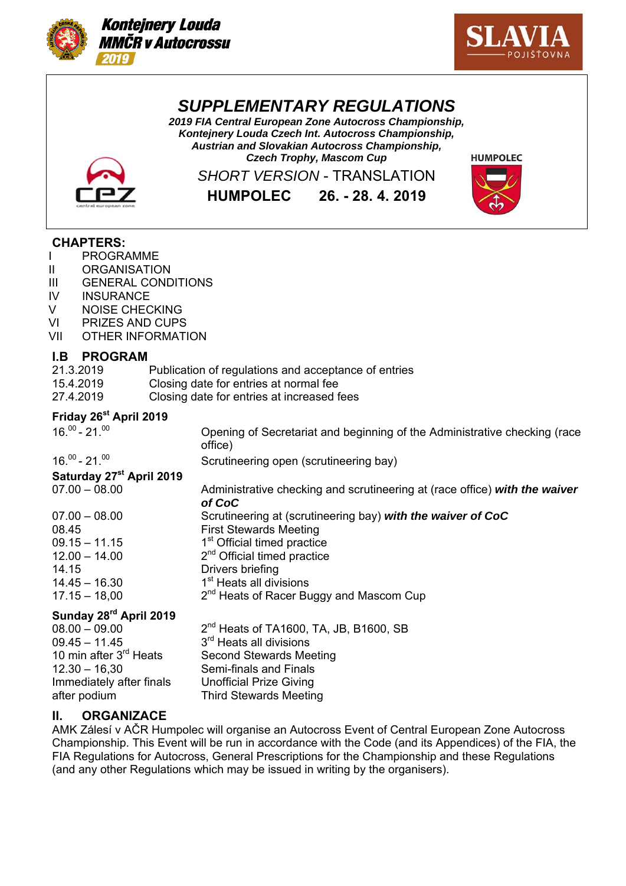**Kontejnery Louda MMČR v Autocrossu 2019**

**SLAVIA POJIŠŤOVNA**

# *SUPPLEMENTARY REGULATIONS*

***2019 FIA Central European Zone Autocross Championship, Kontejnery Louda Czech Int. Autocross Championship, Austrian and Slovakian Autocross Championship, Czech Trophy, Mascom Cup***

*SHORT VERSION* - TRANSLATION

**HUMPOLEC 26. - 28. 4. 2019**

HUMPOLEC

## CHAPTERS:

| | |
|---|---|
| I | PROGRAMME |
| II | ORGANISATION |
| III | GENERAL CONDITIONS |
| IV | INSURANCE |
| V | NOISE CHECKING |
| VI | PRIZES AND CUPS |
| VII | OTHER INFORMATION |

## I.B PROGRAM

| | |
|---|---|
| 21.3.2019 | Publication of regulations and acceptance of entries |
| 15.4.2019 | Closing date for entries at normal fee |
| 27.4.2019 | Closing date for entries at increased fees |

**Friday 26st April 2019**

| | |
|---|---|
| 16.00 - 21.00 | Opening of Secretariat and beginning of the Administrative checking (race office) |
| 16.00 - 21.00 | Scrutineering open (scrutineering bay) |

**Saturday 27st April 2019**

| | |
|---|---|
| 07.00 – 08.00 | Administrative checking and scrutineering at (race office) ***with the waiver of CoC*** |
| 07.00 – 08.00 | Scrutineering at (scrutineering bay) ***with the waiver of CoC*** |
| 08.45 | First Stewards Meeting |
| 09.15 – 11.15 | 1st Official timed practice |
| 12.00 – 14.00 | 2nd Official timed practice |
| 14.15 | Drivers briefing |
| 14.45 – 16.30 | 1st Heats all divisions |
| 17.15 – 18,00 | 2nd Heats of Racer Buggy and Mascom Cup |

**Sunday 28rd April 2019**

| | |
|---|---|
| 08.00 – 09.00 | 2nd Heats of TA1600, TA, JB, B1600, SB |
| 09.45 – 11.45 | 3rd Heats all divisions |
| 10 min after 3rd Heats | Second Stewards Meeting |
| 12.30 – 16,30 | Semi-finals and Finals |
| Immediately after finals | Unofficial Prize Giving |
| after podium | Third Stewards Meeting |

## II. ORGANIZACE

AMK Zálesí v AČR Humpolec will organise an Autocross Event of Central European Zone Autocross Championship. This Event will be run in accordance with the Code (and its Appendices) of the FIA, the FIA Regulations for Autocross, General Prescriptions for the Championship and these Regulations (and any other Regulations which may be issued in writing by the organisers).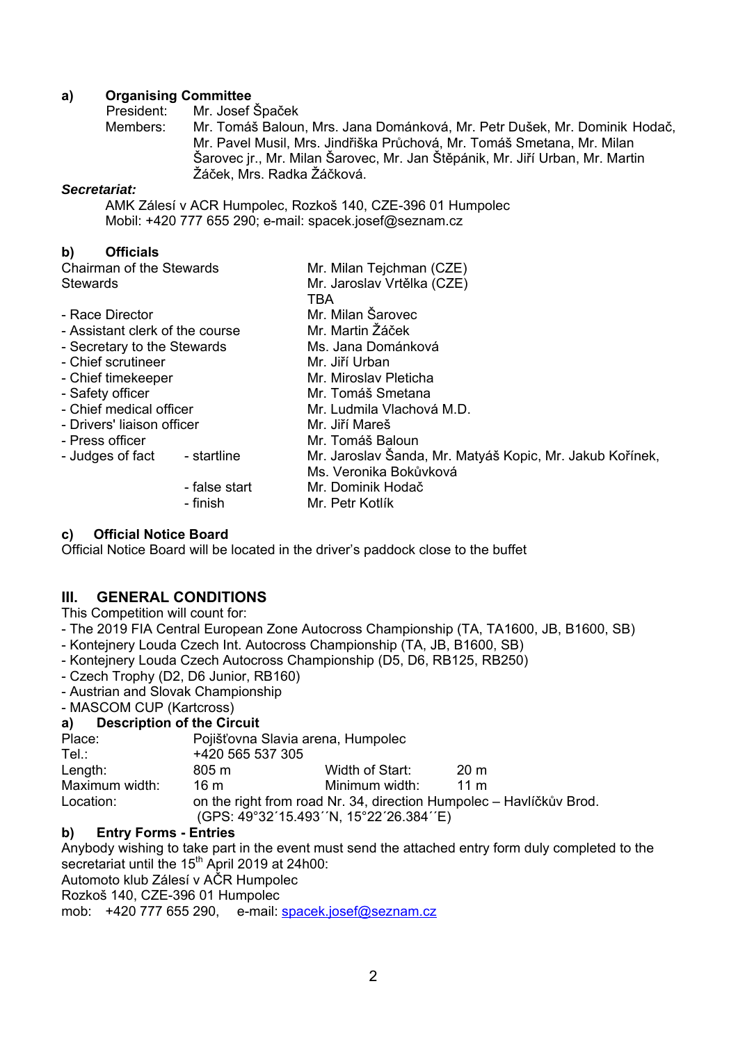## a) Organising Committee

President: Mr. Josef Špaček

Members: Mr. Tomáš Baloun, Mrs. Jana Dománková, Mr. Petr Dušek, Mr. Dominik Hodač, Mr. Pavel Musil, Mrs. Jindřiška Průchová, Mr. Tomáš Smetana, Mr. Milan Šarovec jr., Mr. Milan Šarovec, Mr. Jan Štěpánik, Mr. Jiří Urban, Mr. Martin Žáček, Mrs. Radka Žáčková.

***Secretariat:***

AMK Zálesí v ACR Humpolec, Rozkoš 140, CZE-396 01 Humpolec
Mobil: +420 777 655 290; e-mail: spacek.josef@seznam.cz

## b) Officials

| | |
|---|---|
| Chairman of the Stewards | Mr. Milan Tejchman (CZE) |
| Stewards | Mr. Jaroslav Vrtělka (CZE) |
| | TBA |
| - Race Director | Mr. Milan Šarovec |
| - Assistant clerk of the course | Mr. Martin Žáček |
| - Secretary to the Stewards | Ms. Jana Dománková |
| - Chief scrutineer | Mr. Jiří Urban |
| - Chief timekeeper | Mr. Miroslav Pleticha |
| - Safety officer | Mr. Tomáš Smetana |
| - Chief medical officer | Mr. Ludmila Vlachová M.D. |
| - Drivers' liaison officer | Mr. Jiří Mareš |
| - Press officer | Mr. Tomáš Baloun |
| - Judges of fact - startline | Mr. Jaroslav Šanda, Mr. Matyáš Kopic, Mr. Jakub Kořínek, Ms. Veronika Bokůvková |
| - false start | Mr. Dominik Hodač |
| - finish | Mr. Petr Kotlík |

## c) Official Notice Board

Official Notice Board will be located in the driver's paddock close to the buffet

# III. GENERAL CONDITIONS

This Competition will count for:

- The 2019 FIA Central European Zone Autocross Championship (TA, TA1600, JB, B1600, SB)
- Kontejnery Louda Czech Int. Autocross Championship (TA, JB, B1600, SB)
- Kontejnery Louda Czech Autocross Championship (D5, D6, RB125, RB250)
- Czech Trophy (D2, D6 Junior, RB160)
- Austrian and Slovak Championship
- MASCOM CUP (Kartcross)

## a) Description of the Circuit

| | | | |
|---|---|---|---|
| Place: | Pojišťovna Slavia arena, Humpolec | | |
| Tel.: | +420 565 537 305 | | |
| Length: | 805 m | Width of Start: | 20 m |
| Maximum width: | 16 m | Minimum width: | 11 m |
| Location: | on the right from road Nr. 34, direction Humpolec – Havlíčkův Brod. (GPS: 49°32´15.493´´N, 15°22´26.384´´E) | | |

## b) Entry Forms - Entries

Anybody wishing to take part in the event must send the attached entry form duly completed to the secretariat until the 15th April 2019 at 24h00:

Automoto klub Zálesí v AČR Humpolec
Rozkoš 140, CZE-396 01 Humpolec
mob: +420 777 655 290, e-mail: spacek.josef@seznam.cz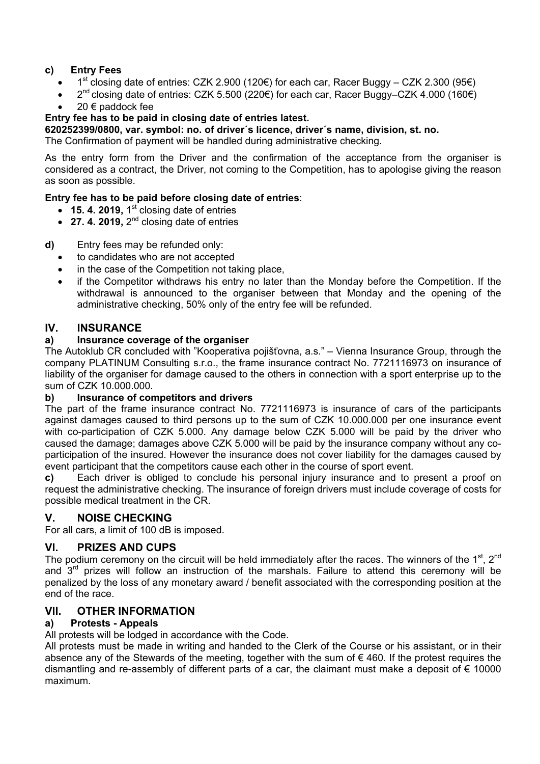### c) Entry Fees

- 1st closing date of entries: CZK 2.900 (120€) for each car, Racer Buggy – CZK 2.300 (95€)
- 2nd closing date of entries: CZK 5.500 (220€) for each car, Racer Buggy–CZK 4.000 (160€)
- 20 € paddock fee

**Entry fee has to be paid in closing date of entries latest.**

**620252399/0800, var. symbol: no. of driver´s licence, driver´s name, division, st. no.**

The Confirmation of payment will be handled during administrative checking.

As the entry form from the Driver and the confirmation of the acceptance from the organiser is considered as a contract, the Driver, not coming to the Competition, has to apologise giving the reason as soon as possible.

**Entry fee has to be paid before closing date of entries**:

- **15. 4. 2019,** 1st closing date of entries
- **27. 4. 2019,** 2nd closing date of entries

**d)** Entry fees may be refunded only:

- to candidates who are not accepted
- in the case of the Competition not taking place,
- if the Competitor withdraws his entry no later than the Monday before the Competition. If the withdrawal is announced to the organiser between that Monday and the opening of the administrative checking, 50% only of the entry fee will be refunded.

## IV. INSURANCE

### a) Insurance coverage of the organiser

The Autoklub CR concluded with "Kooperativa pojišťovna, a.s." – Vienna Insurance Group, through the company PLATINUM Consulting s.r.o., the frame insurance contract No. 7721116973 on insurance of liability of the organiser for damage caused to the others in connection with a sport enterprise up to the sum of CZK 10.000.000.

### b) Insurance of competitors and drivers

The part of the frame insurance contract No. 7721116973 is insurance of cars of the participants against damages caused to third persons up to the sum of CZK 10.000.000 per one insurance event with co-participation of CZK 5.000. Any damage below CZK 5.000 will be paid by the driver who caused the damage; damages above CZK 5.000 will be paid by the insurance company without any co-participation of the insured. However the insurance does not cover liability for the damages caused by event participant that the competitors cause each other in the course of sport event.

**c)** Each driver is obliged to conclude his personal injury insurance and to present a proof on request the administrative checking. The insurance of foreign drivers must include coverage of costs for possible medical treatment in the CR.

## V. NOISE CHECKING

For all cars, a limit of 100 dB is imposed.

## VI. PRIZES AND CUPS

The podium ceremony on the circuit will be held immediately after the races. The winners of the 1st, 2nd and 3rd prizes will follow an instruction of the marshals. Failure to attend this ceremony will be penalized by the loss of any monetary award / benefit associated with the corresponding position at the end of the race.

## VII. OTHER INFORMATION

### a) Protests - Appeals

All protests will be lodged in accordance with the Code.

All protests must be made in writing and handed to the Clerk of the Course or his assistant, or in their absence any of the Stewards of the meeting, together with the sum of € 460. If the protest requires the dismantling and re-assembly of different parts of a car, the claimant must make a deposit of € 10000 maximum.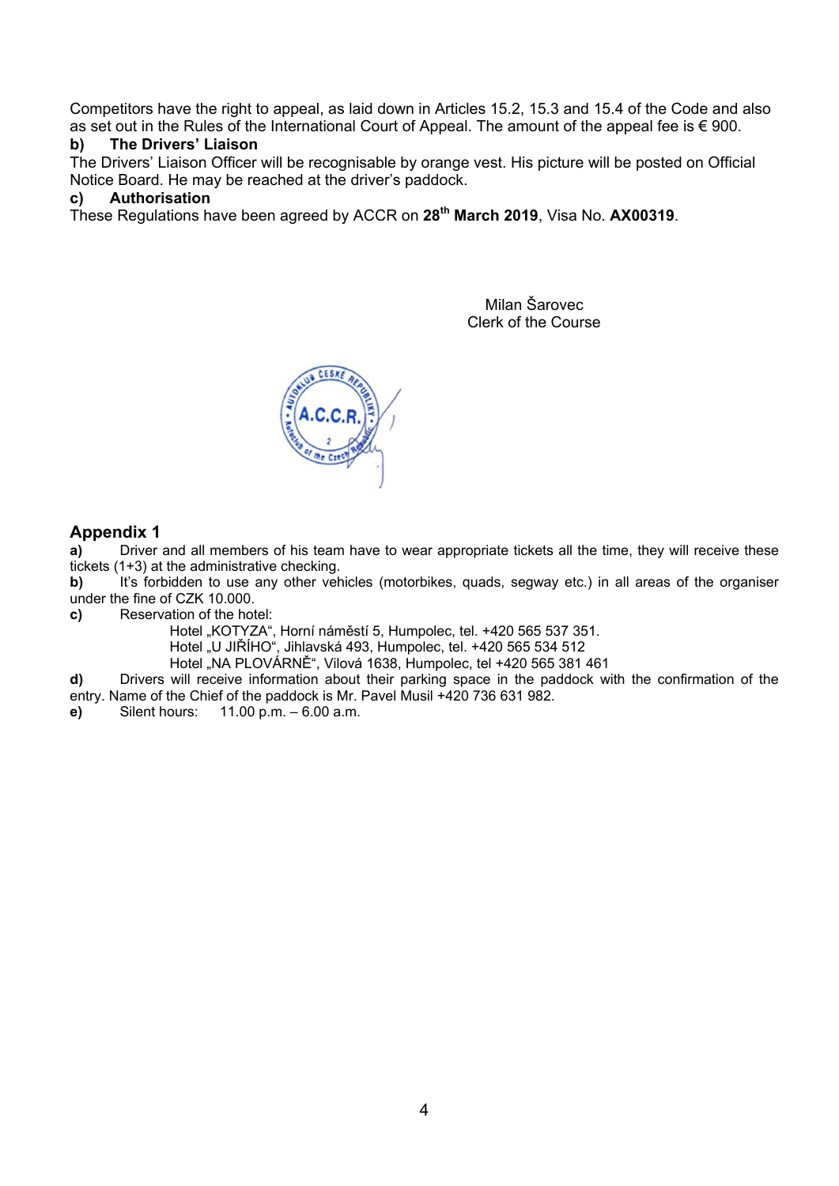Competitors have the right to appeal, as laid down in Articles 15.2, 15.3 and 15.4 of the Code and also as set out in the Rules of the International Court of Appeal. The amount of the appeal fee is € 900.

**b) The Drivers' Liaison**

The Drivers' Liaison Officer will be recognisable by orange vest. His picture will be posted on Official Notice Board. He may be reached at the driver's paddock.

**c) Authorisation**

These Regulations have been agreed by ACCR on **28th March 2019**, Visa No. **AX00319**.

Milan Šarovec
Clerk of the Course

## Appendix 1

**a)** Driver and all members of his team have to wear appropriate tickets all the time, they will receive these tickets (1+3) at the administrative checking.

**b)** It's forbidden to use any other vehicles (motorbikes, quads, segway etc.) in all areas of the organiser under the fine of CZK 10.000.

**c)** Reservation of the hotel:

Hotel „KOTYZA", Horní náměstí 5, Humpolec, tel. +420 565 537 351.
Hotel „U JIŘÍHO", Jihlavská 493, Humpolec, tel. +420 565 534 512
Hotel „NA PLOVÁRNĚ", Vilová 1638, Humpolec, tel +420 565 381 461

**d)** Drivers will receive information about their parking space in the paddock with the confirmation of the entry. Name of the Chief of the paddock is Mr. Pavel Musil +420 736 631 982.

**e)** Silent hours: 11.00 p.m. – 6.00 a.m.